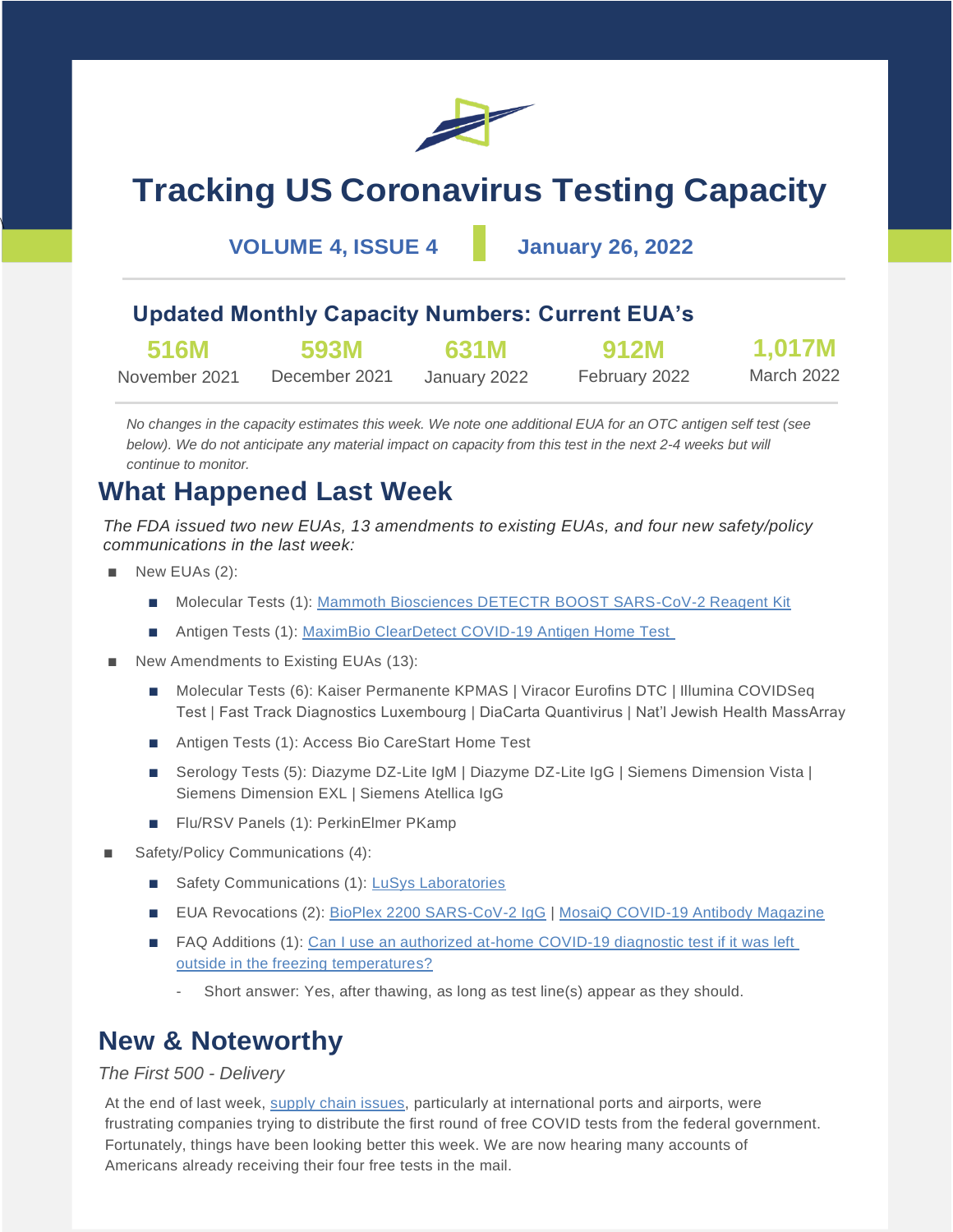# Tracking US Coronavirus Testing Capacity

**VOLUME 4, ISSUE 4** | **January 26, 2022**

## Updated Monthly Capacity Numbers: Current EUA's

| 516M | 593M | 631M | 912M | 1,017M |
|---|---|---|---|---|
| November 2021 | December 2021 | January 2022 | February 2022 | March 2022 |

*No changes in the capacity estimates this week. We note one additional EUA for an OTC antigen self test (see below). We do not anticipate any material impact on capacity from this test in the next 2-4 weeks but will continue to monitor.*

## What Happened Last Week

*The FDA issued two new EUAs, 13 amendments to existing EUAs, and four new safety/policy communications in the last week:*

- New EUAs (2):
  - Molecular Tests (1): [Mammoth Biosciences DETECTR BOOST SARS-CoV-2 Reagent Kit]
  - Antigen Tests (1): [MaximBio ClearDetect COVID-19 Antigen Home Test]
- New Amendments to Existing EUAs (13):
  - Molecular Tests (6): Kaiser Permanente KPMAS | Viracor Eurofins DTC | Illumina COVIDSeq Test | Fast Track Diagnostics Luxembourg | DiaCarta Quantivirus | Nat'l Jewish Health MassArray
  - Antigen Tests (1): Access Bio CareStart Home Test
  - Serology Tests (5): Diazyme DZ-Lite IgM | Diazyme DZ-Lite IgG | Siemens Dimension Vista | Siemens Dimension EXL | Siemens Atellica IgG
  - Flu/RSV Panels (1): PerkinElmer PKamp
- Safety/Policy Communications (4):
  - Safety Communications (1): [LuSys Laboratories]
  - EUA Revocations (2): [BioPlex 2200 SARS-CoV-2 IgG] | [MosaiQ COVID-19 Antibody Magazine]
  - FAQ Additions (1): [Can I use an authorized at-home COVID-19 diagnostic test if it was left outside in the freezing temperatures?]
    - Short answer: Yes, after thawing, as long as test line(s) appear as they should.

## New & Noteworthy

*The First 500 - Delivery*

At the end of last week, [supply chain issues], particularly at international ports and airports, were frustrating companies trying to distribute the first round of free COVID tests from the federal government. Fortunately, things have been looking better this week. We are now hearing many accounts of Americans already receiving their four free tests in the mail.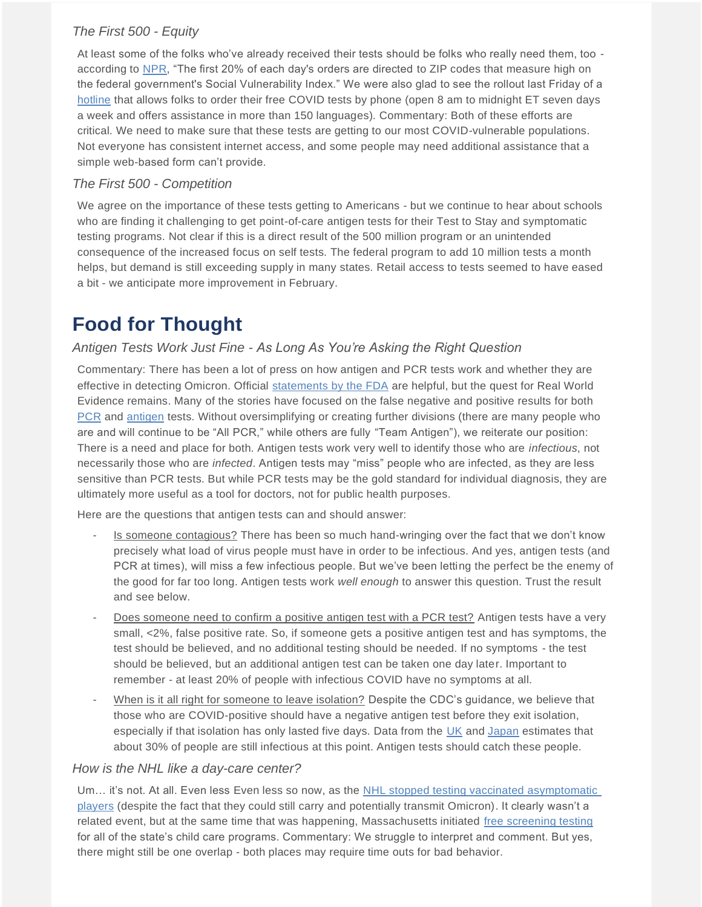*The First 500 - Equity*

At least some of the folks who've already received their tests should be folks who really need them, too - according to NPR, "The first 20% of each day's orders are directed to ZIP codes that measure high on the federal government's Social Vulnerability Index." We were also glad to see the rollout last Friday of a hotline that allows folks to order their free COVID tests by phone (open 8 am to midnight ET seven days a week and offers assistance in more than 150 languages). Commentary: Both of these efforts are critical. We need to make sure that these tests are getting to our most COVID-vulnerable populations. Not everyone has consistent internet access, and some people may need additional assistance that a simple web-based form can't provide.

*The First 500 - Competition*

We agree on the importance of these tests getting to Americans - but we continue to hear about schools who are finding it challenging to get point-of-care antigen tests for their Test to Stay and symptomatic testing programs. Not clear if this is a direct result of the 500 million program or an unintended consequence of the increased focus on self tests. The federal program to add 10 million tests a month helps, but demand is still exceeding supply in many states. Retail access to tests seemed to have eased a bit - we anticipate more improvement in February.

# Food for Thought

*Antigen Tests Work Just Fine - As Long As You're Asking the Right Question*

Commentary: There has been a lot of press on how antigen and PCR tests work and whether they are effective in detecting Omicron. Official statements by the FDA are helpful, but the quest for Real World Evidence remains. Many of the stories have focused on the false negative and positive results for both PCR and antigen tests. Without oversimplifying or creating further divisions (there are many people who are and will continue to be "All PCR," while others are fully "Team Antigen"), we reiterate our position: There is a need and place for both. Antigen tests work very well to identify those who are *infectious*, not necessarily those who are *infected*. Antigen tests may "miss" people who are infected, as they are less sensitive than PCR tests. But while PCR tests may be the gold standard for individual diagnosis, they are ultimately more useful as a tool for doctors, not for public health purposes.

Here are the questions that antigen tests can and should answer:

- Is someone contagious? There has been so much hand-wringing over the fact that we don't know precisely what load of virus people must have in order to be infectious. And yes, antigen tests (and PCR at times), will miss a few infectious people. But we've been letting the perfect be the enemy of the good for far too long. Antigen tests work *well enough* to answer this question. Trust the result and see below.
- Does someone need to confirm a positive antigen test with a PCR test? Antigen tests have a very small, <2%, false positive rate. So, if someone gets a positive antigen test and has symptoms, the test should be believed, and no additional testing should be needed. If no symptoms - the test should be believed, but an additional antigen test can be taken one day later. Important to remember - at least 20% of people with infectious COVID have no symptoms at all.
- When is it all right for someone to leave isolation? Despite the CDC's guidance, we believe that those who are COVID-positive should have a negative antigen test before they exit isolation, especially if that isolation has only lasted five days. Data from the UK and Japan estimates that about 30% of people are still infectious at this point. Antigen tests should catch these people.

*How is the NHL like a day-care center?*

Um... it's not. At all. Even less Even less so now, as the NHL stopped testing vaccinated asymptomatic players (despite the fact that they could still carry and potentially transmit Omicron). It clearly wasn't a related event, but at the same time that was happening, Massachusetts initiated free screening testing for all of the state's child care programs. Commentary: We struggle to interpret and comment. But yes, there might still be one overlap - both places may require time outs for bad behavior.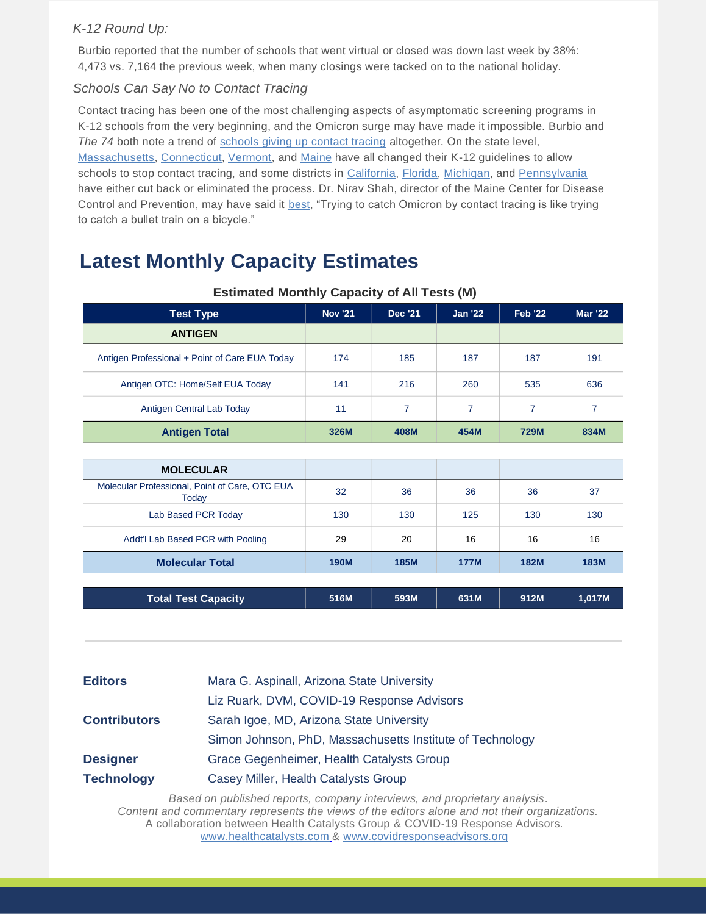*K-12 Round Up:*

Burbio reported that the number of schools that went virtual or closed was down last week by 38%: 4,473 vs. 7,164 the previous week, when many closings were tacked on to the national holiday.

*Schools Can Say No to Contact Tracing*

Contact tracing has been one of the most challenging aspects of asymptomatic screening programs in K-12 schools from the very beginning, and the Omicron surge may have made it impossible. Burbio and *The 74* both note a trend of schools giving up contact tracing altogether. On the state level, Massachusetts, Connecticut, Vermont, and Maine have all changed their K-12 guidelines to allow schools to stop contact tracing, and some districts in California, Florida, Michigan, and Pennsylvania have either cut back or eliminated the process. Dr. Nirav Shah, director of the Maine Center for Disease Control and Prevention, may have said it best, "Trying to catch Omicron by contact tracing is like trying to catch a bullet train on a bicycle."

# Latest Monthly Capacity Estimates

**Estimated Monthly Capacity of All Tests (M)**

| Test Type | Nov '21 | Dec '21 | Jan '22 | Feb '22 | Mar '22 |
|---|---|---|---|---|---|
| **ANTIGEN** | | | | | |
| Antigen Professional + Point of Care EUA Today | 174 | 185 | 187 | 187 | 191 |
| Antigen OTC: Home/Self EUA Today | 141 | 216 | 260 | 535 | 636 |
| Antigen Central Lab Today | 11 | 7 | 7 | 7 | 7 |
| **Antigen Total** | **326M** | **408M** | **454M** | **729M** | **834M** |
| **MOLECULAR** | | | | | |
| Molecular Professional, Point of Care, OTC EUA Today | 32 | 36 | 36 | 36 | 37 |
| Lab Based PCR Today | 130 | 130 | 125 | 130 | 130 |
| Addt'l Lab Based PCR with Pooling | 29 | 20 | 16 | 16 | 16 |
| **Molecular Total** | **190M** | **185M** | **177M** | **182M** | **183M** |
| **Total Test Capacity** | **516M** | **593M** | **631M** | **912M** | **1,017M** |

**Editors** Mara G. Aspinall, Arizona State University
Liz Ruark, DVM, COVID-19 Response Advisors

**Contributors** Sarah Igoe, MD, Arizona State University
Simon Johnson, PhD, Massachusetts Institute of Technology

**Designer** Grace Gegenheimer, Health Catalysts Group

**Technology** Casey Miller, Health Catalysts Group

*Based on published reports, company interviews, and proprietary analysis.*
*Content and commentary represents the views of the editors alone and not their organizations.*
A collaboration between Health Catalysts Group & COVID-19 Response Advisors.
www.healthcatalysts.com & www.covidresponseadvisors.org